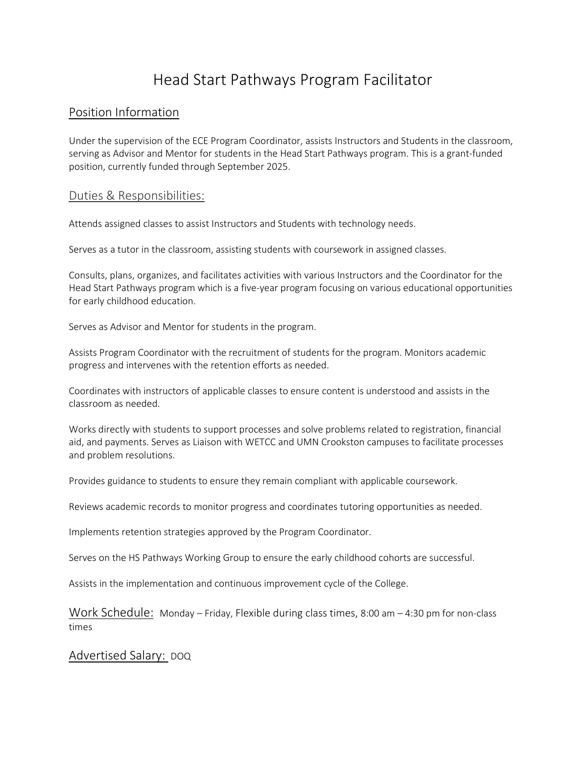# Head Start Pathways Program Facilitator

## Position Information

Under the supervision of the ECE Program Coordinator, assists Instructors and Students in the classroom, serving as Advisor and Mentor for students in the Head Start Pathways program. This is a grant-funded position, currently funded through September 2025.

## Duties & Responsibilities:

Attends assigned classes to assist Instructors and Students with technology needs.

Serves as a tutor in the classroom, assisting students with coursework in assigned classes.

Consults, plans, organizes, and facilitates activities with various Instructors and the Coordinator for the Head Start Pathways program which is a five-year program focusing on various educational opportunities for early childhood education.

Serves as Advisor and Mentor for students in the program.

Assists Program Coordinator with the recruitment of students for the program. Monitors academic progress and intervenes with the retention efforts as needed.

Coordinates with instructors of applicable classes to ensure content is understood and assists in the classroom as needed.

Works directly with students to support processes and solve problems related to registration, financial aid, and payments. Serves as Liaison with WETCC and UMN Crookston campuses to facilitate processes and problem resolutions.

Provides guidance to students to ensure they remain compliant with applicable coursework.

Reviews academic records to monitor progress and coordinates tutoring opportunities as needed.

Implements retention strategies approved by the Program Coordinator.

Serves on the HS Pathways Working Group to ensure the early childhood cohorts are successful.

Assists in the implementation and continuous improvement cycle of the College.

## Work Schedule: 
Monday – Friday, Flexible during class times, 8:00 am – 4:30 pm for non-class times

## Advertised Salary: 
DOQ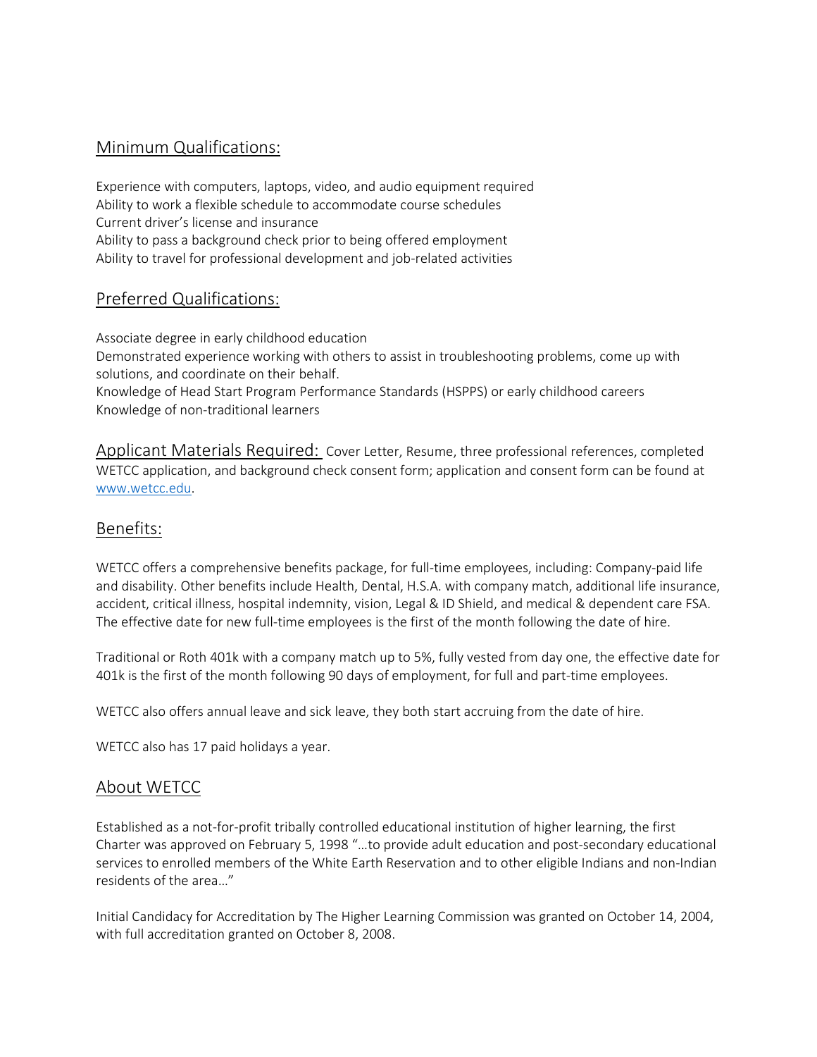## Minimum Qualifications:

Experience with computers, laptops, video, and audio equipment required
Ability to work a flexible schedule to accommodate course schedules
Current driver's license and insurance
Ability to pass a background check prior to being offered employment
Ability to travel for professional development and job-related activities

## Preferred Qualifications:

Associate degree in early childhood education
Demonstrated experience working with others to assist in troubleshooting problems, come up with solutions, and coordinate on their behalf.
Knowledge of Head Start Program Performance Standards (HSPPS) or early childhood careers
Knowledge of non-traditional learners

## Applicant Materials Required:

Cover Letter, Resume, three professional references, completed WETCC application, and background check consent form; application and consent form can be found at [www.wetcc.edu](www.wetcc.edu).

## Benefits:

WETCC offers a comprehensive benefits package, for full-time employees, including: Company-paid life and disability. Other benefits include Health, Dental, H.S.A. with company match, additional life insurance, accident, critical illness, hospital indemnity, vision, Legal & ID Shield, and medical & dependent care FSA. The effective date for new full-time employees is the first of the month following the date of hire.

Traditional or Roth 401k with a company match up to 5%, fully vested from day one, the effective date for 401k is the first of the month following 90 days of employment, for full and part-time employees.

WETCC also offers annual leave and sick leave, they both start accruing from the date of hire.

WETCC also has 17 paid holidays a year.

## About WETCC

Established as a not-for-profit tribally controlled educational institution of higher learning, the first Charter was approved on February 5, 1998 "…to provide adult education and post-secondary educational services to enrolled members of the White Earth Reservation and to other eligible Indians and non-Indian residents of the area…"

Initial Candidacy for Accreditation by The Higher Learning Commission was granted on October 14, 2004, with full accreditation granted on October 8, 2008.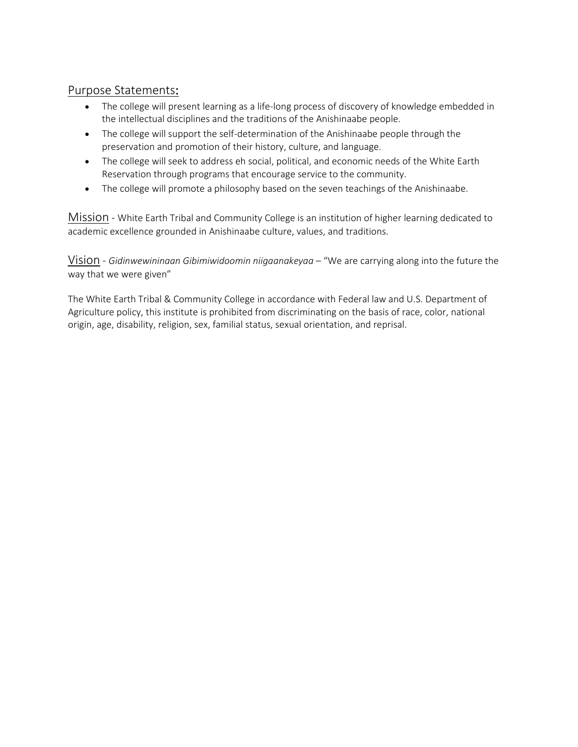## Purpose Statements:

- The college will present learning as a life-long process of discovery of knowledge embedded in the intellectual disciplines and the traditions of the Anishinaabe people.
- The college will support the self-determination of the Anishinaabe people through the preservation and promotion of their history, culture, and language.
- The college will seek to address eh social, political, and economic needs of the White Earth Reservation through programs that encourage service to the community.
- The college will promote a philosophy based on the seven teachings of the Anishinaabe.

Mission - White Earth Tribal and Community College is an institution of higher learning dedicated to academic excellence grounded in Anishinaabe culture, values, and traditions.

Vision - *Gidinwewininaan Gibimiwidoomin niigaanakeyaa* – "We are carrying along into the future the way that we were given"

The White Earth Tribal & Community College in accordance with Federal law and U.S. Department of Agriculture policy, this institute is prohibited from discriminating on the basis of race, color, national origin, age, disability, religion, sex, familial status, sexual orientation, and reprisal.